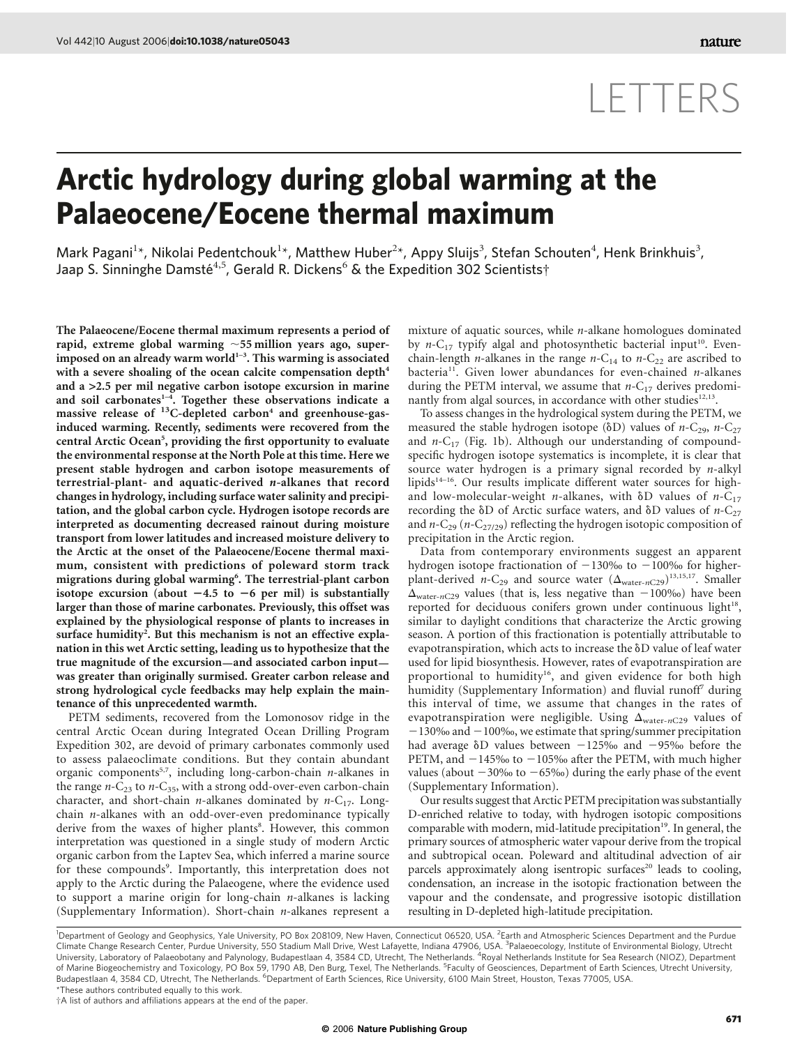# LETTERS

# Arctic hydrology during global warming at the Palaeocene/Eocene thermal maximum

Mark Pagani[1*], Nikolai Pedentchouk[1*], Matthew Huber[2*], Appy Sluijs[3], Stefan Schouten[4], Henk Brinkhuis[3], Jaap S. Sinninghe Damsté[4,5], Gerald R. Dickens[6] & the Expedition 302 Scientists†

**The Palaeocene/Eocene thermal maximum represents a period of rapid, extreme global warming ~55 million years ago, superimposed on an already warm world[1–3]. This warming is associated with a severe shoaling of the ocean calcite compensation depth[4] and a >2.5 per mil negative carbon isotope excursion in marine and soil carbonates[1–4]. Together these observations indicate a massive release of $^{13}$C-depleted carbon[4] and greenhouse-gas-induced warming. Recently, sediments were recovered from the central Arctic Ocean[5], providing the first opportunity to evaluate the environmental response at the North Pole at this time. Here we present stable hydrogen and carbon isotope measurements of terrestrial-plant- and aquatic-derived *n*-alkanes that record changes in hydrology, including surface water salinity and precipitation, and the global carbon cycle. Hydrogen isotope records are interpreted as documenting decreased rainout during moisture transport from lower latitudes and increased moisture delivery to the Arctic at the onset of the Palaeocene/Eocene thermal maximum, consistent with predictions of poleward storm track migrations during global warming[6]. The terrestrial-plant carbon isotope excursion (about −4.5 to −6 per mil) is substantially larger than those of marine carbonates. Previously, this offset was explained by the physiological response of plants to increases in surface humidity[2]. But this mechanism is not an effective explanation in this wet Arctic setting, leading us to hypothesize that the true magnitude of the excursion—and associated carbon input—was greater than originally surmised. Greater carbon release and strong hydrological cycle feedbacks may help explain the maintenance of this unprecedented warmth.**

PETM sediments, recovered from the Lomonosov ridge in the central Arctic Ocean during Integrated Ocean Drilling Program Expedition 302, are devoid of primary carbonates commonly used to assess palaeoclimate conditions. But they contain abundant organic components[5,7], including long-carbon-chain *n*-alkanes in the range *n*-$C_{23}$ to *n*-$C_{35}$, with a strong odd-over-even carbon-chain character, and short-chain *n*-alkanes dominated by *n*-$C_{17}$. Long-chain *n*-alkanes with an odd-over-even predominance typically derive from the waxes of higher plants[8]. However, this common interpretation was questioned in a single study of modern Arctic organic carbon from the Laptev Sea, which inferred a marine source for these compounds[9]. Importantly, this interpretation does not apply to the Arctic during the Palaeogene, where the evidence used to support a marine origin for long-chain *n*-alkanes is lacking (Supplementary Information). Short-chain *n*-alkanes represent a mixture of aquatic sources, while *n*-alkane homologues dominated by *n*-$C_{17}$ typify algal and photosynthetic bacterial input[10]. Even-chain-length *n*-alkanes in the range *n*-$C_{14}$ to *n*-$C_{22}$ are ascribed to bacteria[11]. Given lower abundances for even-chained *n*-alkanes during the PETM interval, we assume that *n*-$C_{17}$ derives predominantly from algal sources, in accordance with other studies[12,13].

To assess changes in the hydrological system during the PETM, we measured the stable hydrogen isotope (δD) values of *n*-$C_{29}$, *n*-$C_{27}$ and *n*-$C_{17}$ (Fig. 1b). Although our understanding of compound-specific hydrogen isotope systematics is incomplete, it is clear that source water hydrogen is a primary signal recorded by *n*-alkyl lipids[14–16]. Our results implicate different water sources for high- and low-molecular-weight *n*-alkanes, with δD values of *n*-$C_{17}$ recording the δD of Arctic surface waters, and δD values of *n*-$C_{27}$ and *n*-$C_{29}$ (*n*-$C_{27/29}$) reflecting the hydrogen isotopic composition of precipitation in the Arctic region.

Data from contemporary environments suggest an apparent hydrogen isotope fractionation of −130‰ to −100‰ for higher-plant-derived *n*-$C_{29}$ and source water ($\Delta_{\text{water-}n\text{C}29}$)[13,15,17]. Smaller $\Delta_{\text{water-}n\text{C}29}$ values (that is, less negative than −100‰) have been reported for deciduous conifers grown under continuous light[18], similar to daylight conditions that characterize the Arctic growing season. A portion of this fractionation is potentially attributable to evapotranspiration, which acts to increase the δD value of leaf water used for lipid biosynthesis. However, rates of evapotranspiration are proportional to humidity[16], and given evidence for both high humidity (Supplementary Information) and fluvial runoff[7] during this interval of time, we assume that changes in the rates of evapotranspiration were negligible. Using $\Delta_{\text{water-}n\text{C}29}$ values of −130‰ and −100‰, we estimate that spring/summer precipitation had average δD values between −125‰ and −95‰ before the PETM, and −145‰ to −105‰ after the PETM, with much higher values (about −30‰ to −65‰) during the early phase of the event (Supplementary Information).

Our results suggest that Arctic PETM precipitation was substantially D-enriched relative to today, with hydrogen isotopic compositions comparable with modern, mid-latitude precipitation[19]. In general, the primary sources of atmospheric water vapour derive from the tropical and subtropical ocean. Poleward and altitudinal advection of air parcels approximately along isentropic surfaces[20] leads to cooling, condensation, an increase in the isotopic fractionation between the vapour and the condensate, and progressive isotopic distillation resulting in D-depleted high-latitude precipitation.

[1]Department of Geology and Geophysics, Yale University, PO Box 208109, New Haven, Connecticut 06520, USA. [2]Earth and Atmospheric Sciences Department and the Purdue Climate Change Research Center, Purdue University, 550 Stadium Mall Drive, West Lafayette, Indiana 47906, USA. [3]Palaeoecology, Institute of Environmental Biology, Utrecht University, Laboratory of Palaeobotany and Palynology, Budapestlaan 4, 3584 CD, Utrecht, The Netherlands. [4]Royal Netherlands Institute for Sea Research (NIOZ), Department of Marine Biogeochemistry and Toxicology, PO Box 59, 1790 AB, Den Burg, Texel, The Netherlands. [5]Faculty of Geosciences, Department of Earth Sciences, Utrecht University, Budapestlaan 4, 3584 CD, Utrecht, The Netherlands. [6]Department of Earth Sciences, Rice University, 6100 Main Street, Houston, Texas 77005, USA.
*These authors contributed equally to this work.
†A list of authors and affiliations appears at the end of the paper.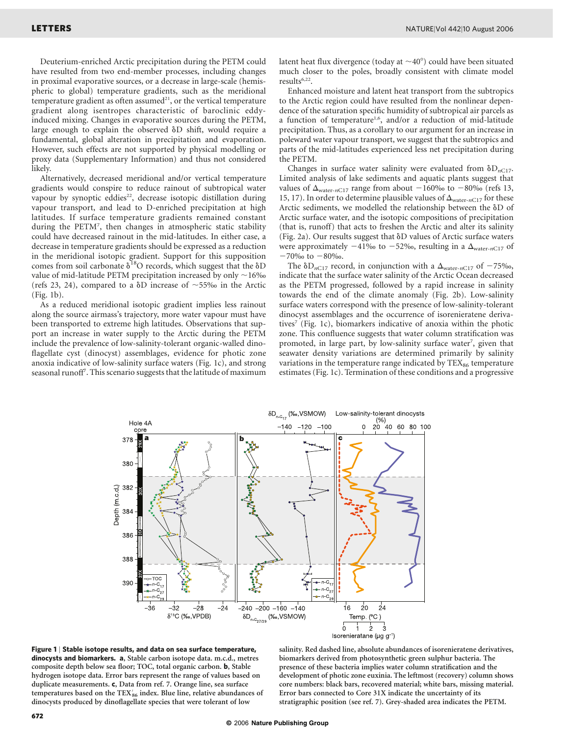Deuterium-enriched Arctic precipitation during the PETM could have resulted from two end-member processes, including changes in proximal evaporative sources, or a decrease in large-scale (hemispheric to global) temperature gradients, such as the meridional temperature gradient as often assumed[21], or the vertical temperature gradient along isentropes characteristic of baroclinic eddy-induced mixing. Changes in evaporative sources during the PETM, large enough to explain the observed δD shift, would require a fundamental, global alteration in precipitation and evaporation. However, such effects are not supported by physical modelling or proxy data (Supplementary Information) and thus not considered likely.

Alternatively, decreased meridional and/or vertical temperature gradients would conspire to reduce rainout of subtropical water vapour by synoptic eddies[22], decrease isotopic distillation during vapour transport, and lead to D-enriched precipitation at high latitudes. If surface temperature gradients remained constant during the PETM[7], then changes in atmospheric static stability could have decreased rainout in the mid-latitudes. In either case, a decrease in temperature gradients should be expressed as a reduction in the meridional isotopic gradient. Support for this supposition comes from soil carbonate $\delta^{18}O$ records, which suggest that the δD value of mid-latitude PETM precipitation increased by only ~16‰ (refs 23, 24), compared to a δD increase of ~55‰ in the Arctic (Fig. 1b).

As a reduced meridional isotopic gradient implies less rainout along the source airmass's trajectory, more water vapour must have been transported to extreme high latitudes. Observations that support an increase in water supply to the Arctic during the PETM include the prevalence of low-salinity-tolerant organic-walled dinoflagellate cyst (dinocyst) assemblages, evidence for photic zone anoxia indicative of low-salinity surface waters (Fig. 1c), and strong seasonal runoff[7]. This scenario suggests that the latitude of maximum latent heat flux divergence (today at ~40°) could have been situated much closer to the poles, broadly consistent with climate model results[6,22].

Enhanced moisture and latent heat transport from the subtropics to the Arctic region could have resulted from the nonlinear dependence of the saturation specific humidity of subtropical air parcels as a function of temperature[1,6], and/or a reduction of mid-latitude precipitation. Thus, as a corollary to our argument for an increase in poleward water vapour transport, we suggest that the subtropics and parts of the mid-latitudes experienced less net precipitation during the PETM.

Changes in surface water salinity were evaluated from $\delta D_{nC17}$. Limited analysis of lake sediments and aquatic plants suggest that values of $\Delta_{water\text{-}nC17}$ range from about −160‰ to −80‰ (refs 13, 15, 17). In order to determine plausible values of $\Delta_{water\text{-}nC17}$ for these Arctic sediments, we modelled the relationship between the δD of Arctic surface water, and the isotopic compositions of precipitation (that is, runoff) that acts to freshen the Arctic and alter its salinity (Fig. 2a). Our results suggest that δD values of Arctic surface waters were approximately −41‰ to −52‰, resulting in a $\Delta_{water\text{-}nC17}$ of −70‰ to −80‰.

The $\delta D_{nC17}$ record, in conjunction with a $\Delta_{water\text{-}nC17}$ of −75‰, indicate that the surface water salinity of the Arctic Ocean decreased as the PETM progressed, followed by a rapid increase in salinity towards the end of the climate anomaly (Fig. 2b). Low-salinity surface waters correspond with the presence of low-salinity-tolerant dinocyst assemblages and the occurrence of isorenieratene derivatives[7] (Fig. 1c), biomarkers indicative of anoxia within the photic zone. This confluence suggests that water column stratification was promoted, in large part, by low-salinity surface water[7], given that seawater density variations are determined primarily by salinity variations in the temperature range indicated by $TEX_{86}$ temperature estimates (Fig. 1c). Termination of these conditions and a progressive

**Figure 1 | Stable isotope results, and data on sea surface temperature, dinocysts and biomarkers.** **a**, Stable carbon isotope data. m.c.d., metres composite depth below sea floor; TOC, total organic carbon. **b**, Stable hydrogen isotope data. Error bars represent the range of values based on duplicate measurements. **c**, Data from ref. 7. Orange line, sea surface temperatures based on the $TEX'_{86}$ index. Blue line, relative abundances of dinocysts produced by dinoflagellate species that were tolerant of low salinity. Red dashed line, absolute abundances of isorenieratene derivatives, biomarkers derived from photosynthetic green sulphur bacteria. The presence of these bacteria implies water column stratification and the development of photic zone euxinia. The leftmost (recovery) column shows core numbers: black bars, recovered material; white bars, missing material. Error bars connected to Core 31X indicate the uncertainty of its stratigraphic position (see ref. 7). Grey-shaded area indicates the PETM.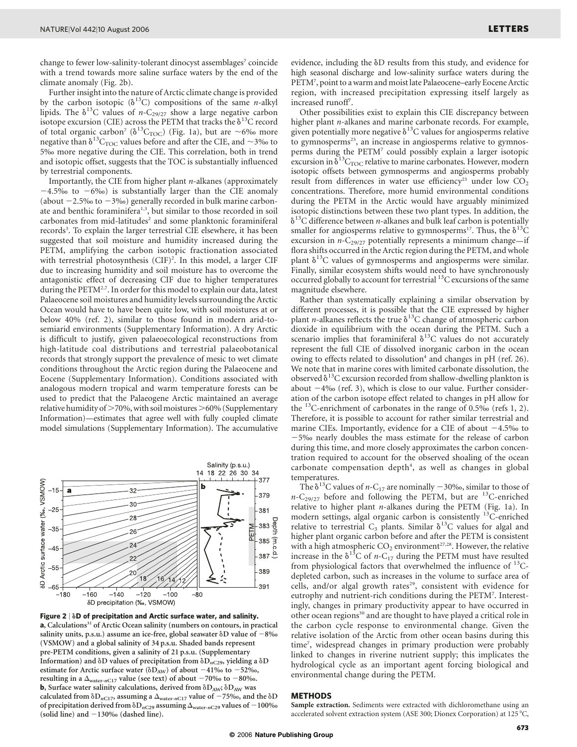change to fewer low-salinity-tolerant dinocyst assemblages[7] coincide with a trend towards more saline surface waters by the end of the climate anomaly (Fig. 2b).

Further insight into the nature of Arctic climate change is provided by the carbon isotopic ($\delta^{13}C$) compositions of the same *n*-alkyl lipids. The $\delta^{13}C$ values of *n*-$C_{29/27}$ show a large negative carbon isotope excursion (CIE) across the PETM that tracks the $\delta^{13}C$ record of total organic carbon[7] ($\delta^{13}C_{TOC}$) (Fig. 1a), but are ~6‰ more negative than $\delta^{13}C_{TOC}$ values before and after the CIE, and ~3‰ to 5‰ more negative during the CIE. This correlation, both in trend and isotopic offset, suggests that the TOC is substantially influenced by terrestrial components.

Importantly, the CIE from higher plant *n*-alkanes (approximately −4.5‰ to −6‰) is substantially larger than the CIE anomaly (about −2.5‰ to −3‰) generally recorded in bulk marine carbonate and benthic foraminifera[1,3], but similar to those recorded in soil carbonates from mid-latitudes[2] and some planktonic foraminiferal records[3]. To explain the larger terrestrial CIE elsewhere, it has been suggested that soil moisture and humidity increased during the PETM, amplifying the carbon isotopic fractionation associated with terrestrial photosynthesis (CIF)[2]. In this model, a larger CIF due to increasing humidity and soil moisture has to overcome the antagonistic effect of decreasing CIF due to higher temperatures during the PETM[2,7]. In order for this model to explain our data, latest Palaeocene soil moistures and humidity levels surrounding the Arctic Ocean would have to have been quite low, with soil moistures at or below 40% (ref. 2), similar to those found in modern arid-to-semiarid environments (Supplementary Information). A dry Arctic is difficult to justify, given palaeoecological reconstructions from high-latitude coal distributions and terrestrial palaeobotanical records that strongly support the prevalence of mesic to wet climate conditions throughout the Arctic region during the Palaeocene and Eocene (Supplementary Information). Conditions associated with analogous modern tropical and warm temperature forests can be used to predict that the Palaeogene Arctic maintained an average relative humidity of >70%, with soil moistures >60% (Supplementary Information)—estimates that agree well with fully coupled climate model simulations (Supplementary Information). The accumulative evidence, including the δD results from this study, and evidence for high seasonal discharge and low-salinity surface waters during the PETM[7], point to a warm and moist late Palaeocene–early Eocene Arctic region, with increased precipitation expressing itself largely as increased runoff[7].

**Figure 2 | δD of precipitation and Arctic surface water, and salinity. a**, Calculations[31] of Arctic Ocean salinity (numbers on contours, in practical salinity units, p.s.u.) assume an ice-free, global seawater δD value of −8‰ (VSMOW) and a global salinity of 34 p.s.u. Shaded bands represent pre-PETM conditions, given a salinity of 21 p.s.u. (Supplementary Information) and δD values of precipitation from $\delta D_{nC29}$, yielding a δD estimate for Arctic surface water ($\delta D_{AW}$) of about −41‰ to −52‰, resulting in a $\Delta_{water\text{-}nC17}$ value (see text) of about −70‰ to −80‰. **b**, Surface water salinity calculations, derived from $\delta D_{AW}$; $\delta D_{AW}$ was calculated from $\delta D_{nC17}$, assuming a $\Delta_{water\text{-}nC17}$ value of −75‰, and the δD of precipitation derived from $\delta D_{nC29}$ assuming $\Delta_{water\text{-}nC29}$ values of −100‰ (solid line) and −130‰ (dashed line).

Other possibilities exist to explain this CIE discrepancy between higher plant *n*-alkanes and marine carbonate records. For example, given potentially more negative $\delta^{13}C$ values for angiosperms relative to gymnosperms[25], an increase in angiosperms relative to gymnosperms during the PETM[7] could possibly explain a larger isotopic excursion in $\delta^{13}C_{TOC}$ relative to marine carbonates. However, modern isotopic offsets between gymnosperms and angiosperms probably result from differences in water use efficiency[25] under low $CO_2$ concentrations. Therefore, more humid environmental conditions during the PETM in the Arctic would have arguably minimized isotopic distinctions between these two plant types. In addition, the $\delta^{13}C$ difference between *n*-alkanes and bulk leaf carbon is potentially smaller for angiosperms relative to gymnosperms[17]. Thus, the $\delta^{13}C$ excursion in *n*-$C_{29/27}$ potentially represents a minimum change—if flora shifts occurred in the Arctic region during the PETM, and whole plant $\delta^{13}C$ values of gymnosperms and angiosperms were similar. Finally, similar ecosystem shifts would need to have synchronously occurred globally to account for terrestrial $^{13}C$ excursions of the same magnitude elsewhere.

Rather than systematically explaining a similar observation by different processes, it is possible that the CIE expressed by higher plant *n*-alkanes reflects the true $\delta^{13}C$ change of atmospheric carbon dioxide in equilibrium with the ocean during the PETM. Such a scenario implies that foraminiferal $\delta^{13}C$ values do not accurately represent the full CIE of dissolved inorganic carbon in the ocean owing to effects related to dissolution[4] and changes in pH (ref. 26). We note that in marine cores with limited carbonate dissolution, the observed $\delta^{13}C$ excursion recorded from shallow-dwelling plankton is about −4‰ (ref. 3), which is close to our value. Further consideration of the carbon isotope effect related to changes in pH allow for the $^{13}C$-enrichment of carbonates in the range of 0.5‰ (refs 1, 2). Therefore, it is possible to account for rather similar terrestrial and marine CIEs. Importantly, evidence for a CIE of about −4.5‰ to −5‰ nearly doubles the mass estimate for the release of carbon during this time, and more closely approximates the carbon concentration required to account for the observed shoaling of the ocean carbonate compensation depth[4], as well as changes in global temperatures.

The $\delta^{13}C$ values of *n*-$C_{17}$ are nominally −30‰, similar to those of *n*-$C_{29/27}$ before and following the PETM, but are $^{13}C$-enriched relative to higher plant *n*-alkanes during the PETM (Fig. 1a). In modern settings, algal organic carbon is consistently $^{13}C$-enriched relative to terrestrial $C_3$ plants. Similar $\delta^{13}C$ values for algal and higher plant organic carbon before and after the PETM is consistent with a high atmospheric $CO_2$ environment[27,28]. However, the relative increase in the $\delta^{13}C$ of *n*-$C_{17}$ during the PETM must have resulted from physiological factors that overwhelmed the influence of $^{13}C$-depleted carbon, such as increases in the volume to surface area of cells, and/or algal growth rates[29], consistent with evidence for eutrophy and nutrient-rich conditions during the PETM[7]. Interestingly, changes in primary productivity appear to have occurred in other ocean regions[30] and are thought to have played a critical role in the carbon cycle response to environmental change. Given the relative isolation of the Arctic from other ocean basins during this time[7], widespread changes in primary production were probably linked to changes in riverine nutrient supply; this implicates the hydrological cycle as an important agent forcing biological and environmental change during the PETM.

## METHODS

**Sample extraction.** Sediments were extracted with dichloromethane using an accelerated solvent extraction system (ASE 300; Dionex Corporation) at 125 °C,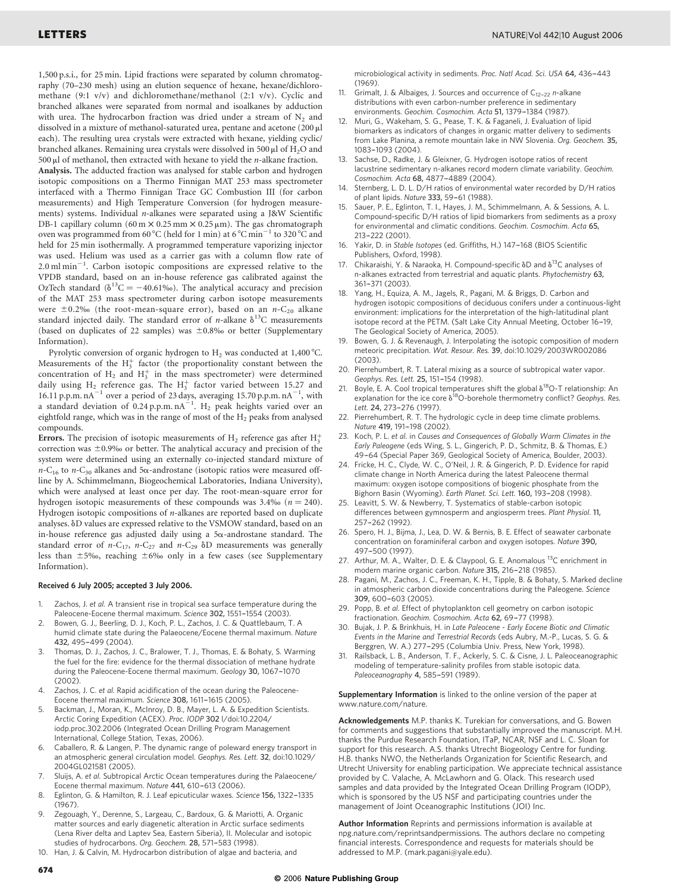1,500 p.s.i., for 25 min. Lipid fractions were separated by column chromatography (70–230 mesh) using an elution sequence of hexane, hexane/dichloromethane (9:1 v/v) and dichloromethane/methanol (2:1 v/v). Cyclic and branched alkanes were separated from normal and isoalkanes by adduction with urea. The hydrocarbon fraction was dried under a stream of $N_2$ and dissolved in a mixture of methanol-saturated urea, pentane and acetone (200 μl each). The resulting urea crystals were extracted with hexane, yielding cyclic/branched alkanes. Remaining urea crystals were dissolved in 500 μl of $H_2O$ and 500 μl of methanol, then extracted with hexane to yield the *n*-alkane fraction.

**Analysis.** The adducted fraction was analysed for stable carbon and hydrogen isotopic compositions on a Thermo Finnigan MAT 253 mass spectrometer interfaced with a Thermo Finnigan Trace GC Combustion III (for carbon measurements) and High Temperature Conversion (for hydrogen measurements) systems. Individual *n*-alkanes were separated using a J&W Scientific DB-1 capillary column (60 m × 0.25 mm × 0.25 μm). The gas chromatograph oven was programmed from 60 °C (held for 1 min) at 6 °C min$^{-1}$ to 320 °C and held for 25 min isothermally. A programmed temperature vaporizing injector was used. Helium was used as a carrier gas with a column flow rate of 2.0 ml min$^{-1}$. Carbon isotopic compositions are expressed relative to the VPDB standard, based on an in-house reference gas calibrated against the OzTech standard ($\delta^{13}C = -40.61$‰). The analytical accuracy and precision of the MAT 253 mass spectrometer during carbon isotope measurements were ±0.2‰ (the root-mean-square error), based on an *n*-$C_{20}$ alkane standard injected daily. The standard error of *n*-alkane $\delta^{13}C$ measurements (based on duplicates of 22 samples) was ±0.8‰ or better (Supplementary Information).

Pyrolytic conversion of organic hydrogen to $H_2$ was conducted at 1,400 °C. Measurements of the $H_3^+$ factor (the proportionality constant between the concentration of $H_2$ and $H_3^+$ in the mass spectrometer) were determined daily using $H_2$ reference gas. The $H_3^+$ factor varied between 15.27 and 16.11 p.p.m. nA$^{-1}$ over a period of 23 days, averaging 15.70 p.p.m. nA$^{-1}$, with a standard deviation of 0.24 p.p.m. nA$^{-1}$. $H_2$ peak heights varied over an eightfold range, which was in the range of most of the $H_2$ peaks from analysed compounds.

**Errors.** The precision of isotopic measurements of $H_2$ reference gas after $H_3^+$ correction was ±0.9‰ or better. The analytical accuracy and precision of the system were determined using an externally co-injected standard mixture of *n*-$C_{16}$ to *n*-$C_{30}$ alkanes and 5α-androstane (isotopic ratios were measured offline by A. Schimmelmann, Biogeochemical Laboratories, Indiana University), which were analysed at least once per day. The root-mean-square error for hydrogen isotopic measurements of these compounds was 3.4‰ ($n = 240$). Hydrogen isotopic compositions of *n*-alkanes are reported based on duplicate analyses. δD values are expressed relative to the VSMOW standard, based on an in-house reference gas adjusted daily using a 5α-androstane standard. The standard error of *n*-$C_{17}$, *n*-$C_{27}$ and *n*-$C_{29}$ δD measurements was generally less than ±5‰, reaching ±6‰ only in a few cases (see Supplementary Information).

**Received 6 July 2005; accepted 3 July 2006.**

1. Zachos, J. *et al.* A transient rise in tropical sea surface temperature during the Paleocene-Eocene thermal maximum. *Science* **302,** 1551–1554 (2003).
2. Bowen, G. J., Beerling, D. J., Koch, P. L., Zachos, J. C. & Quattlebaum, T. A humid climate state during the Palaeocene/Eocene thermal maximum. *Nature* **432,** 495–499 (2004).
3. Thomas, D. J., Zachos, J. C., Bralower, T. J., Thomas, E. & Bohaty, S. Warming the fuel for the fire: evidence for the thermal dissociation of methane hydrate during the Paleocene-Eocene thermal maximum. *Geology* **30,** 1067–1070 (2002).
4. Zachos, J. C. *et al.* Rapid acidification of the ocean during the Paleocene-Eocene thermal maximum. *Science* **308,** 1611–1615 (2005).
5. Backman, J., Moran, K., McInroy, D. B., Mayer, L. A. & Expedition Scientists. Arctic Coring Expedition (ACEX). *Proc. IODP* **302** l/doi:10.2204/iodp.proc.302.2006 (Integrated Ocean Drilling Program Management International, College Station, Texas, 2006).
6. Caballero, R. & Langen, P. The dynamic range of poleward energy transport in an atmospheric general circulation model. *Geophys. Res. Lett.* **32,** doi:10.1029/2004GL021581 (2005).
7. Sluijs, A. *et al.* Subtropical Arctic Ocean temperatures during the Palaeocene/Eocene thermal maximum. *Nature* **441,** 610–613 (2006).
8. Eglinton, G. & Hamilton, R. J. Leaf epicuticular waxes. *Science* **156,** 1322–1335 (1967).
9. Zegouagh, Y., Derenne, S., Largeau, C., Bardoux, G. & Mariotti, A. Organic matter sources and early diagenetic alteration in Arctic surface sediments (Lena River delta and Laptev Sea, Eastern Siberia), II. Molecular and isotopic studies of hydrocarbons. *Org. Geochem.* **28,** 571–583 (1998).
10. Han, J. & Calvin, M. Hydrocarbon distribution of algae and bacteria, and microbiological activity in sediments. *Proc. Natl Acad. Sci. USA* **64,** 436–443 (1969).
11. Grimalt, J. & Albaiges, J. Sources and occurrence of $C_{12-22}$ *n*-alkane distributions with even carbon-number preference in sedimentary environments. *Geochim. Cosmochim. Acta* **51,** 1379–1384 (1987).
12. Muri, G., Wakeham, S. G., Pease, T. K. & Faganeli, J. Evaluation of lipid biomarkers as indicators of changes in organic matter delivery to sediments from Lake Planina, a remote mountain lake in NW Slovenia. *Org. Geochem.* **35,** 1083–1093 (2004).
13. Sachse, D., Radke, J. & Gleixner, G. Hydrogen isotope ratios of recent lacustrine sedimentary n-alkanes record modern climate variability. *Geochim. Cosmochim. Acta* **68,** 4877–4889 (2004).
14. Sternberg, L. D. L. D/H ratios of environmental water recorded by D/H ratios of plant lipids. *Nature* **333,** 59–61 (1988).
15. Sauer, P. E., Eglinton, T. I., Hayes, J. M., Schimmelmann, A. & Sessions, A. L. Compound-specific D/H ratios of lipid biomarkers from sediments as a proxy for environmental and climatic conditions. *Geochim. Cosmochim. Acta* **65,** 213–222 (2001).
16. Yakir, D. in *Stable Isotopes* (ed. Griffiths, H.) 147–168 (BIOS Scientific Publishers, Oxford, 1998).
17. Chikaraishi, Y. & Naraoka, H. Compound-specific δD and $\delta^{13}C$ analyses of n-alkanes extracted from terrestrial and aquatic plants. *Phytochemistry* **63,** 361–371 (2003).
18. Yang, H., Equiza, A. M., Jagels, R., Pagani, M. & Briggs, D. Carbon and hydrogen isotopic compositions of deciduous conifers under a continuous-light environment: implications for the interpretation of the high-latitudinal plant isotope record at the PETM. (Salt Lake City Annual Meeting, October 16–19, The Geological Society of America, 2005).
19. Bowen, G. J. & Revenaugh, J. Interpolating the isotopic composition of modern meteoric precipitation. *Wat. Resour. Res.* **39**, doi:10.1029/2003WR002086 (2003).
20. Pierrehumbert, R. T. Lateral mixing as a source of subtropical water vapor. *Geophys. Res. Lett.* **25,** 151–154 (1998).
21. Boyle, E. A. Cool tropical temperatures shift the global $\delta^{18}O$-T relationship: An explanation for the ice core $\delta^{18}O$-borehole thermometry conflict? *Geophys. Res. Lett.* **24,** 273–276 (1997).
22. Pierrehumbert, R. T. The hydrologic cycle in deep time climate problems. *Nature* **419,** 191–198 (2002).
23. Koch, P. L. *et al.* in *Causes and Consequences of Globally Warm Climates in the Early Paleogene* (eds Wing, S. L., Gingerich, P. D., Schmitz, B. & Thomas, E.) 49–64 (Special Paper 369, Geological Society of America, Boulder, 2003).
24. Fricke, H. C., Clyde, W. C., O'Neil, J. R. & Gingerich, P. D. Evidence for rapid climate change in North America during the latest Paleocene thermal maximum: oxygen isotope compositions of biogenic phosphate from the Bighorn Basin (Wyoming). *Earth Planet. Sci. Lett.* **160,** 193–208 (1998).
25. Leavitt, S. W. & Newberry, T. Systematics of stable-carbon isotopic differences between gymnosperm and angiosperm trees. *Plant Physiol.* **11,** 257–262 (1992).
26. Spero, H. J., Bijma, J., Lea, D. W. & Bernis, B. E. Effect of seawater carbonate concentration on foraminiferal carbon and oxygen isotopes. *Nature* **390,** 497–500 (1997).
27. Arthur, M. A., Walter, D. E. & Claypool, G. E. Anomalous $^{13}C$ enrichment in modern marine organic carbon. *Nature* **315,** 216–218 (1985).
28. Pagani, M., Zachos, J. C., Freeman, K. H., Tipple, B. & Bohaty, S. Marked decline in atmospheric carbon dioxide concentrations during the Paleogene. *Science* **309,** 600–603 (2005).
29. Popp, B. *et al.* Effect of phytoplankton cell geometry on carbon isotopic fractionation. *Geochim. Cosmochim. Acta* **62,** 69–77 (1998).
30. Bujak, J. P. & Brinkhuis, H. in *Late Paleocene - Early Eocene Biotic and Climatic Events in the Marine and Terrestrial Records* (eds Aubry, M.-P., Lucas, S. G. & Berggren, W. A.) 277–295 (Columbia Univ. Press, New York, 1998).
31. Railsback, L. B., Anderson, T. F., Ackerly, S. C. & Cisne, J. L. Paleoceanographic modeling of temperature-salinity profiles from stable isotopic data. *Paleoceanography* **4,** 585–591 (1989).

**Supplementary Information** is linked to the online version of the paper at www.nature.com/nature.

**Acknowledgements** M.P. thanks K. Turekian for conversations, and G. Bowen for comments and suggestions that substantially improved the manuscript. M.H. thanks the Purdue Research Foundation, ITaP, NCAR, NSF and L. C. Sloan for support for this research. A.S. thanks Utrecht Biogeology Centre for funding. H.B. thanks NWO, the Netherlands Organization for Scientific Research, and Utrecht University for enabling participation. We appreciate technical assistance provided by C. Valache, A. McLawhorn and G. Olack. This research used samples and data provided by the Integrated Ocean Drilling Program (IODP), which is sponsored by the US NSF and participating countries under the management of Joint Oceanographic Institutions (JOI) Inc.

**Author Information** Reprints and permissions information is available at npg.nature.com/reprintsandpermissions. The authors declare no competing financial interests. Correspondence and requests for materials should be addressed to M.P. (mark.pagani@yale.edu).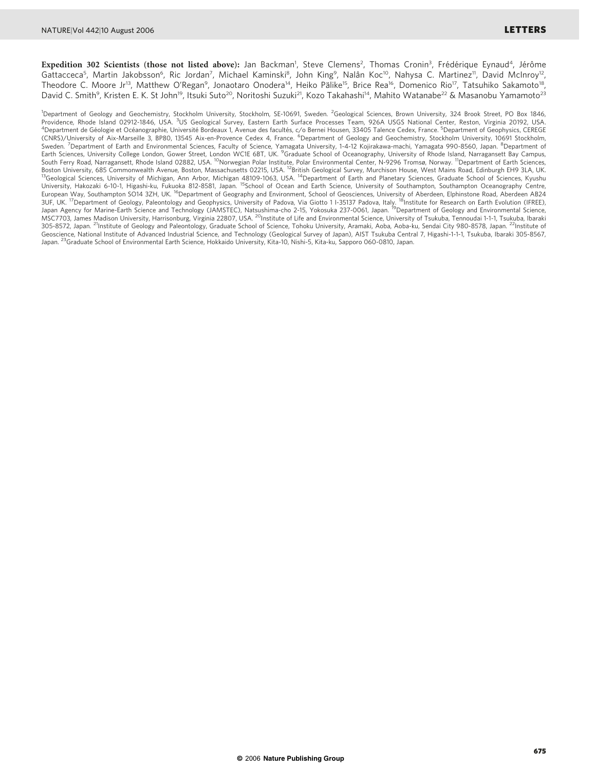**Expedition 302 Scientists (those not listed above):** Jan Backman[1], Steve Clemens[2], Thomas Cronin[3], Frédérique Eynaud[4], Jérôme Gattacceca[5], Martin Jakobsson[6], Ric Jordan[7], Michael Kaminski[8], John King[9], Nalân Koc[10], Nahysa C. Martinez[11], David McInroy[12], Theodore C. Moore Jr[13], Matthew O'Regan[9], Jonaotaro Onodera[14], Heiko Pälike[15], Brice Rea[16], Domenico Rio[17], Tatsuhiko Sakamoto[18], David C. Smith[9], Kristen E. K. St John[19], Itsuki Suto[20], Noritoshi Suzuki[21], Kozo Takahashi[14], Mahito Watanabe[22] & Masanobu Yamamoto[23]

[1]Department of Geology and Geochemistry, Stockholm University, Stockholm, SE-10691, Sweden. [2]Geological Sciences, Brown University, 324 Brook Street, PO Box 1846, Providence, Rhode Island 02912-1846, USA. [3]US Geological Survey, Eastern Earth Surface Processes Team, 926A USGS National Center, Reston, Virginia 20192, USA. [4]Department de Géologie et Océanographie, Université Bordeaux 1, Avenue des facultés, c/o Bernei Housen, 33405 Talence Cedex, France. [5]Department of Geophysics, CEREGE (CNRS)/University of Aix-Marseille 3, BP80, 13545 Aix-en-Provence Cedex 4, France. [6]Department of Geology and Geochemistry, Stockholm University, 10691 Stockholm, Sweden. [7]Department of Earth and Environmental Sciences, Faculty of Science, Yamagata University, 1-4-12 Kojirakawa-machi, Yamagata 990-8560, Japan. [8]Department of Earth Sciences, University College London, Gower Street, London WC1E 6BT, UK. [9]Graduate School of Oceanography, University of Rhode Island, Narragansett Bay Campus, South Ferry Road, Narragansett, Rhode Island 02882, USA. [10]Norwegian Polar Institute, Polar Environmental Center, N-9296 Tromsø, Norway. [11]Department of Earth Sciences, Boston University, 685 Commonwealth Avenue, Boston, Massachusetts 02215, USA. [12]British Geological Survey, Murchison House, West Mains Road, Edinburgh EH9 3LA, UK. [13]Geological Sciences, University of Michigan, Ann Arbor, Michigan 48109-1063, USA. [14]Department of Earth and Planetary Sciences, Graduate School of Sciences, Kyushu University, Hakozaki 6-10-1, Higashi-ku, Fukuoka 812-8581, Japan. [15]School of Ocean and Earth Science, University of Southampton, Southampton Oceanography Centre, European Way, Southampton SO14 3ZH, UK. [16]Department of Geography and Environment, School of Geosciences, University of Aberdeen, Elphinstone Road, Aberdeen AB24 3UF, UK. [17]Department of Geology, Paleontology and Geophysics, University of Padova, Via Giotto 1 I-35137 Padova, Italy. [18]Institute for Research on Earth Evolution (IFREE), Japan Agency for Marine-Earth Science and Technology (JAMSTEC), Natsushima-cho 2-15, Yokosuka 237-0061, Japan. [19]Department of Geology and Environmental Science, MSC7703, James Madison University, Harrisonburg, Virginia 22807, USA. [20]Institute of Life and Environmental Science, University of Tsukuba, Tennoudai 1-1-1, Tsukuba, Ibaraki 305-8572, Japan. [21]Institute of Geology and Paleontology, Graduate School of Science, Tohoku University, Aramaki, Aoba, Aoba-ku, Sendai City 980-8578, Japan. [22]Institute of Geoscience, National Institute of Advanced Industrial Science, and Technology (Geological Survey of Japan), AIST Tsukuba Central 7, Higashi-1-1-1, Tsukuba, Ibaraki 305-8567, Japan. [23]Graduate School of Environmental Earth Science, Hokkaido University, Kita-10, Nishi-5, Kita-ku, Sapporo 060-0810, Japan.